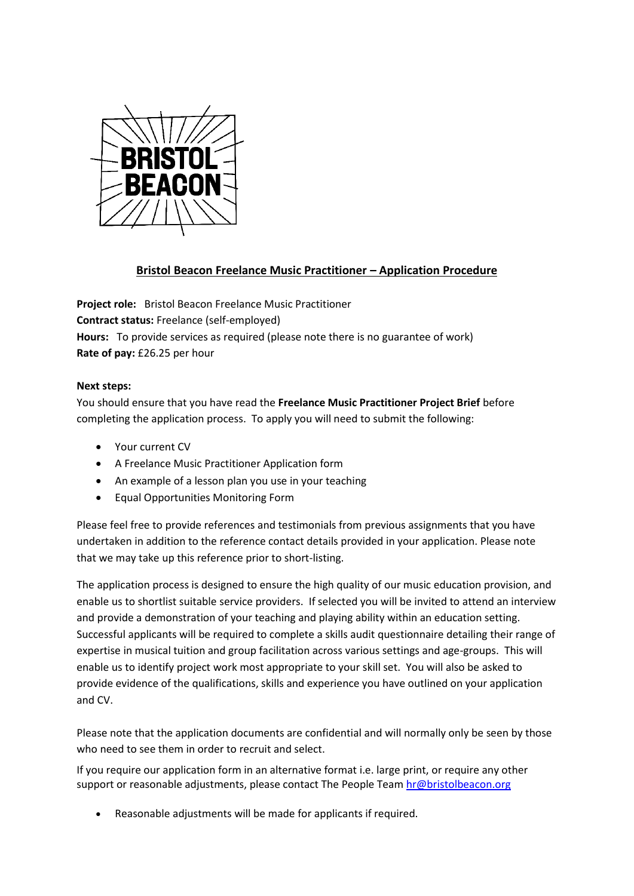BRISTOL BEACON

## Bristol Beacon Freelance Music Practitioner – Application Procedure

**Project role:** Bristol Beacon Freelance Music Practitioner
**Contract status:** Freelance (self-employed)
**Hours:** To provide services as required (please note there is no guarantee of work)
**Rate of pay:** £26.25 per hour

**Next steps:**
You should ensure that you have read the **Freelance Music Practitioner Project Brief** before completing the application process. To apply you will need to submit the following:

- Your current CV
- A Freelance Music Practitioner Application form
- An example of a lesson plan you use in your teaching
- Equal Opportunities Monitoring Form

Please feel free to provide references and testimonials from previous assignments that you have undertaken in addition to the reference contact details provided in your application. Please note that we may take up this reference prior to short-listing.

The application process is designed to ensure the high quality of our music education provision, and enable us to shortlist suitable service providers. If selected you will be invited to attend an interview and provide a demonstration of your teaching and playing ability within an education setting. Successful applicants will be required to complete a skills audit questionnaire detailing their range of expertise in musical tuition and group facilitation across various settings and age-groups. This will enable us to identify project work most appropriate to your skill set. You will also be asked to provide evidence of the qualifications, skills and experience you have outlined on your application and CV.

Please note that the application documents are confidential and will normally only be seen by those who need to see them in order to recruit and select.

If you require our application form in an alternative format i.e. large print, or require any other support or reasonable adjustments, please contact The People Team hr@bristolbeacon.org

- Reasonable adjustments will be made for applicants if required.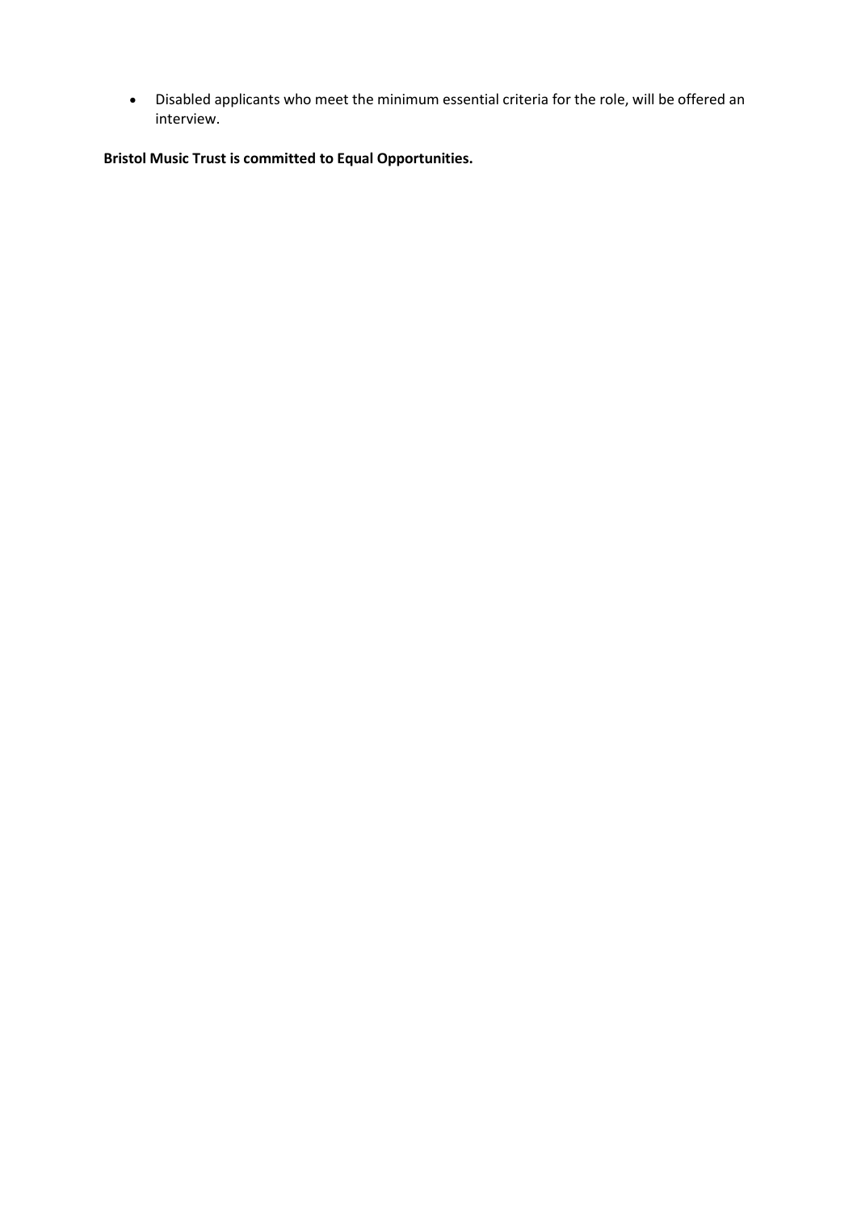- Disabled applicants who meet the minimum essential criteria for the role, will be offered an interview.

**Bristol Music Trust is committed to Equal Opportunities.**